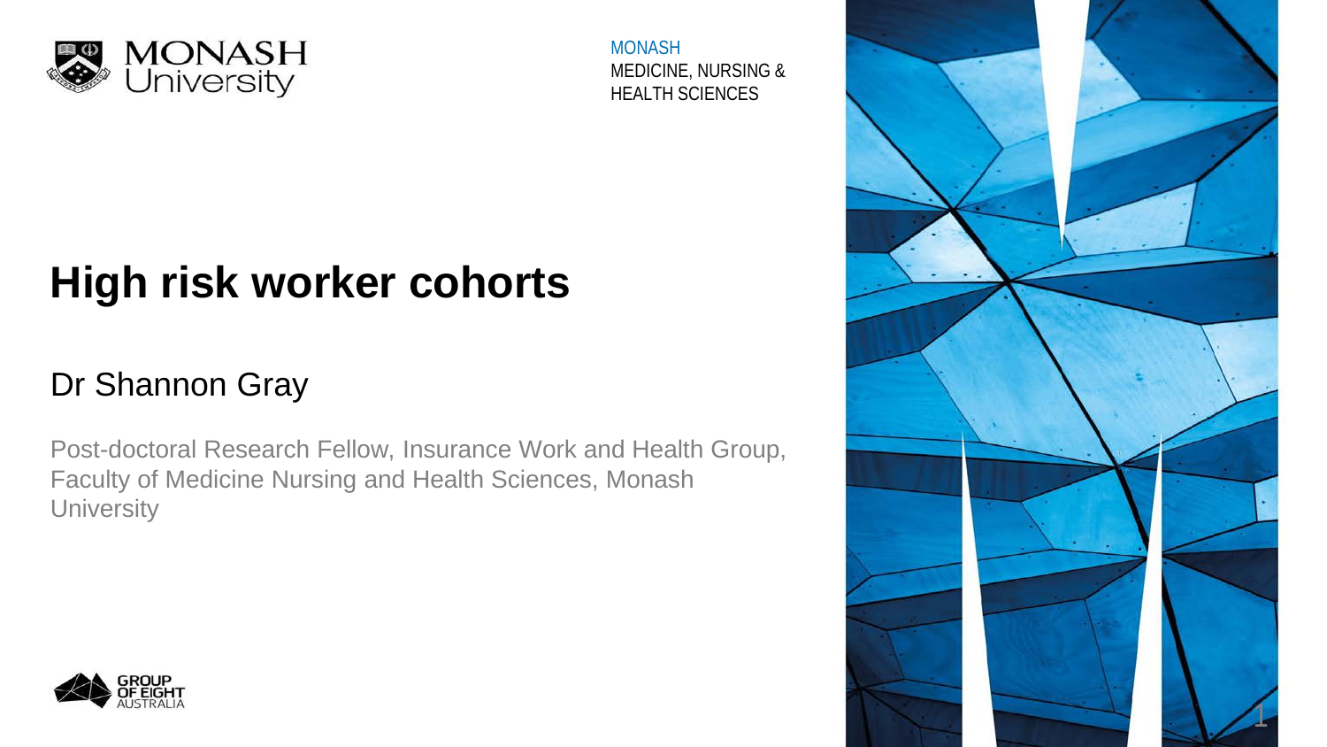MONASH
MEDICINE, NURSING &
HEALTH SCIENCES

# High risk worker cohorts

Dr Shannon Gray

Post-doctoral Research Fellow, Insurance Work and Health Group, Faculty of Medicine Nursing and Health Sciences, Monash University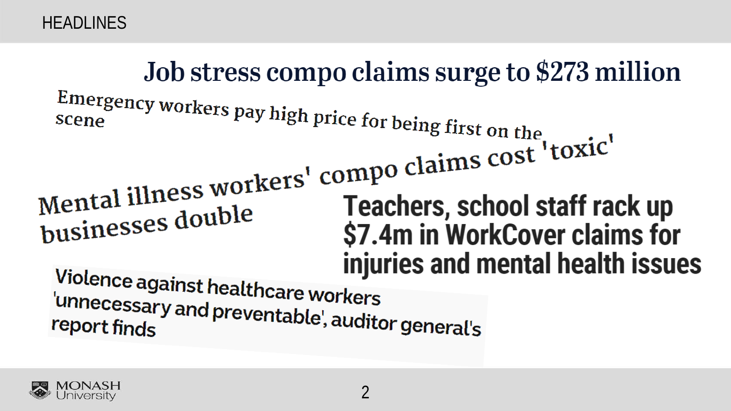# HEADLINES

Job stress compo claims surge to $273 million

Emergency workers pay high price for being first on the scene

Mental illness workers' compo claims cost 'toxic' businesses double

Teachers, school staff rack up $7.4m in WorkCover claims for injuries and mental health issues

Violence against healthcare workers 'unnecessary and preventable', auditor general's report finds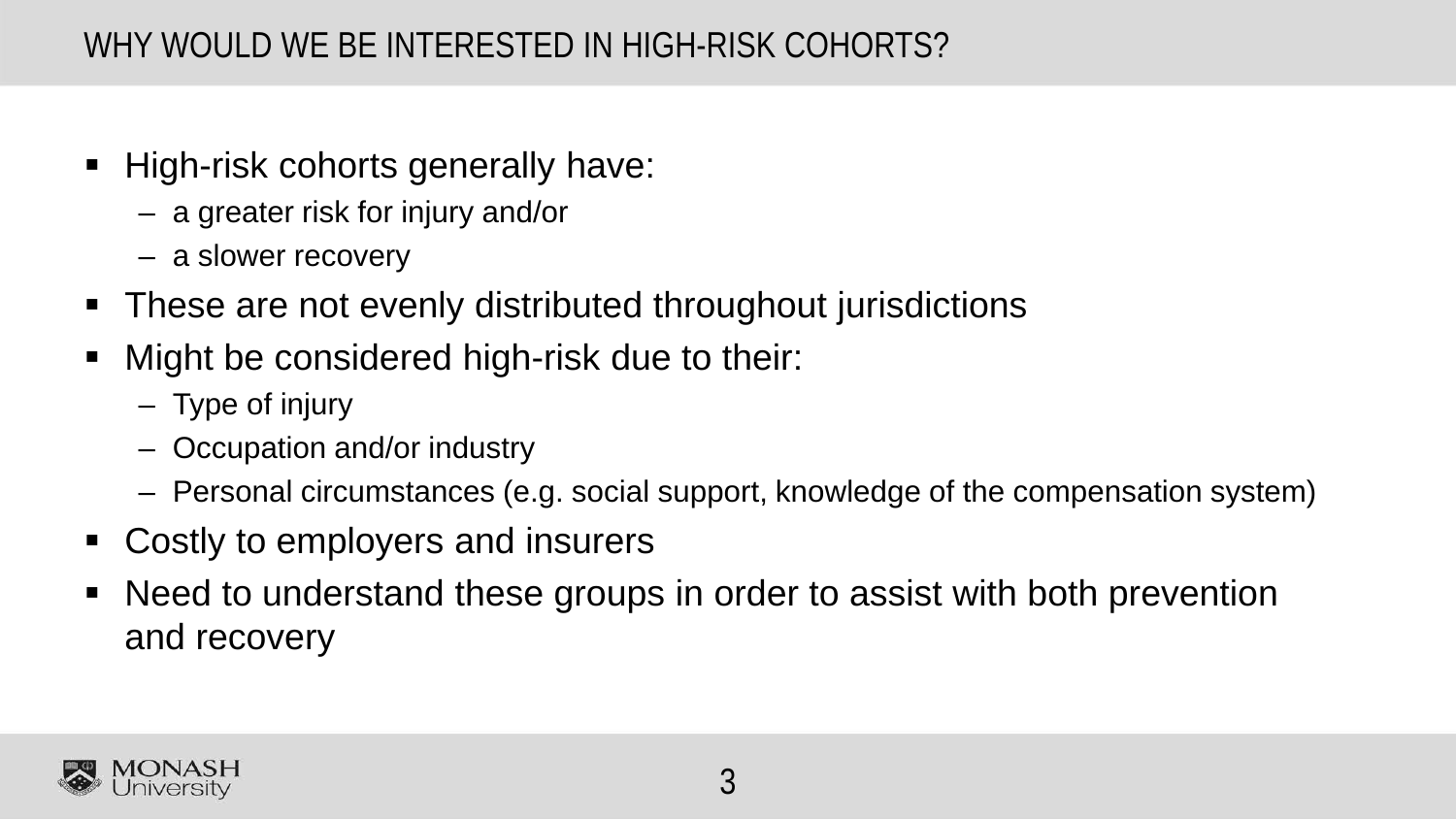## WHY WOULD WE BE INTERESTED IN HIGH-RISK COHORTS?

- High-risk cohorts generally have:
  - a greater risk for injury and/or
  - a slower recovery
- These are not evenly distributed throughout jurisdictions
- Might be considered high-risk due to their:
  - Type of injury
  - Occupation and/or industry
  - Personal circumstances (e.g. social support, knowledge of the compensation system)
- Costly to employers and insurers
- Need to understand these groups in order to assist with both prevention and recovery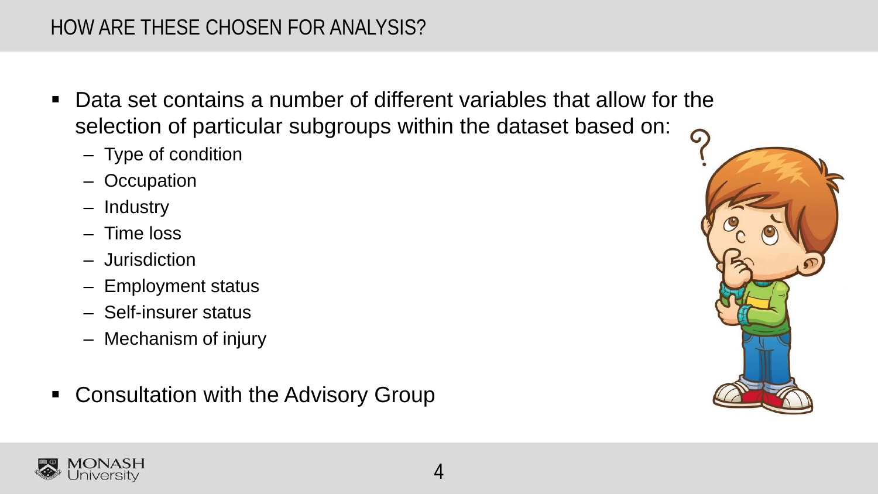# HOW ARE THESE CHOSEN FOR ANALYSIS?

- Data set contains a number of different variables that allow for the selection of particular subgroups within the dataset based on:
  - Type of condition
  - Occupation
  - Industry
  - Time loss
  - Jurisdiction
  - Employment status
  - Self-insurer status
  - Mechanism of injury
- Consultation with the Advisory Group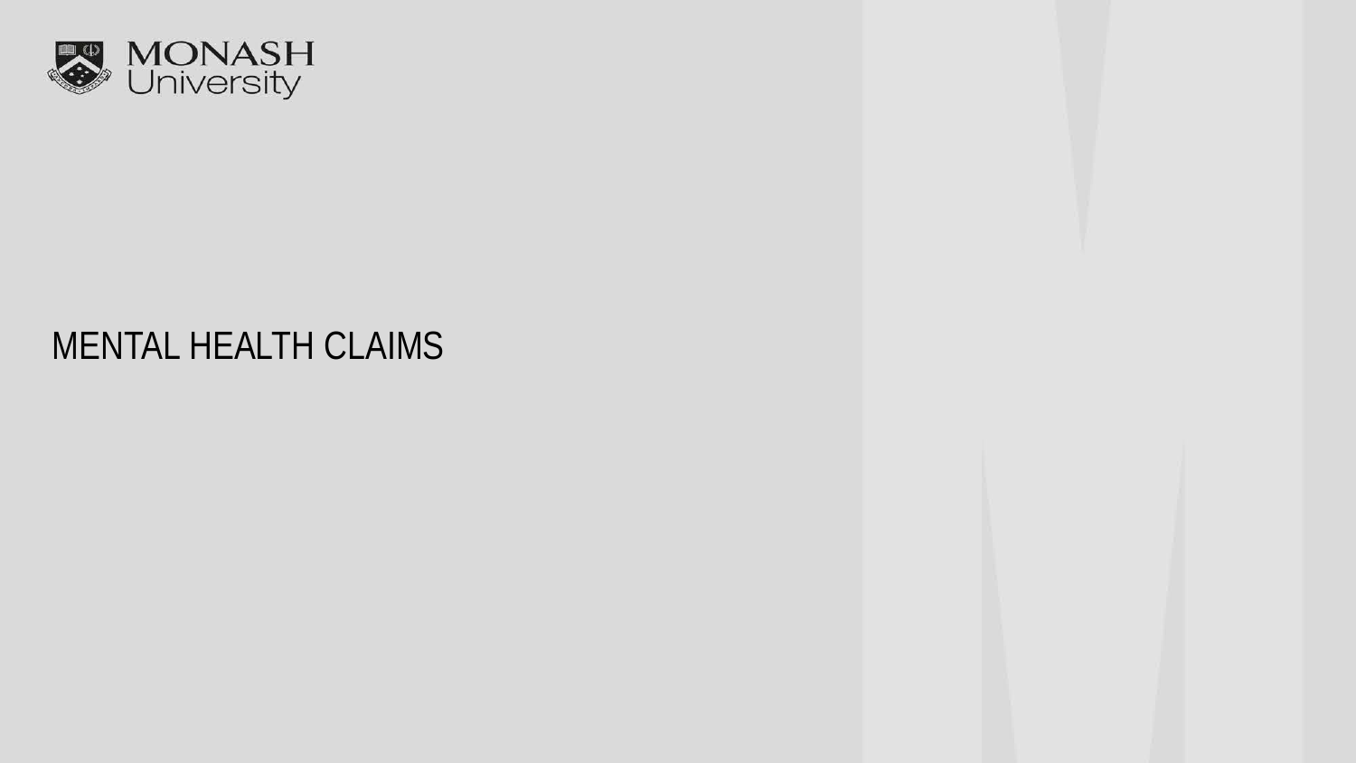# MENTAL HEALTH CLAIMS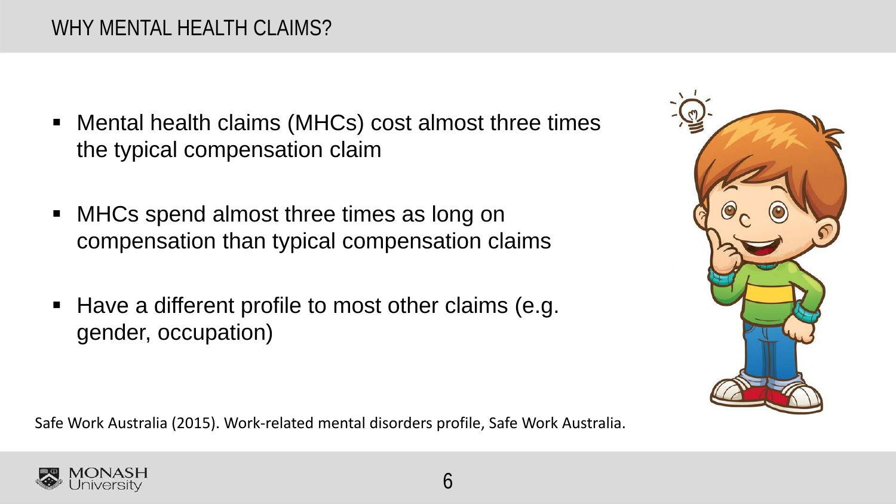# WHY MENTAL HEALTH CLAIMS?

- Mental health claims (MHCs) cost almost three times the typical compensation claim
- MHCs spend almost three times as long on compensation than typical compensation claims
- Have a different profile to most other claims (e.g. gender, occupation)

Safe Work Australia (2015). Work-related mental disorders profile, Safe Work Australia.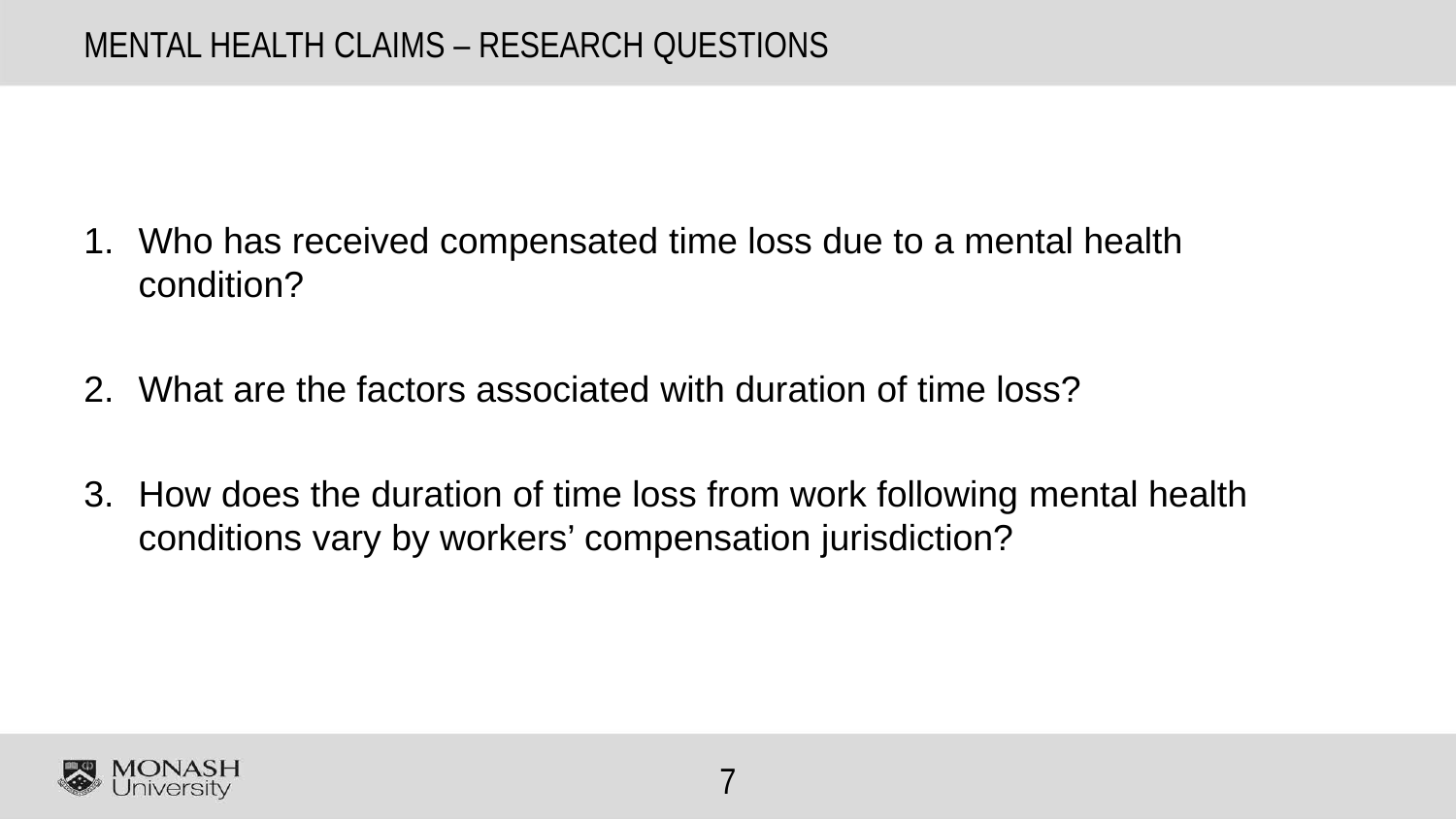# MENTAL HEALTH CLAIMS – RESEARCH QUESTIONS

1. Who has received compensated time loss due to a mental health condition?

2. What are the factors associated with duration of time loss?

3. How does the duration of time loss from work following mental health conditions vary by workers' compensation jurisdiction?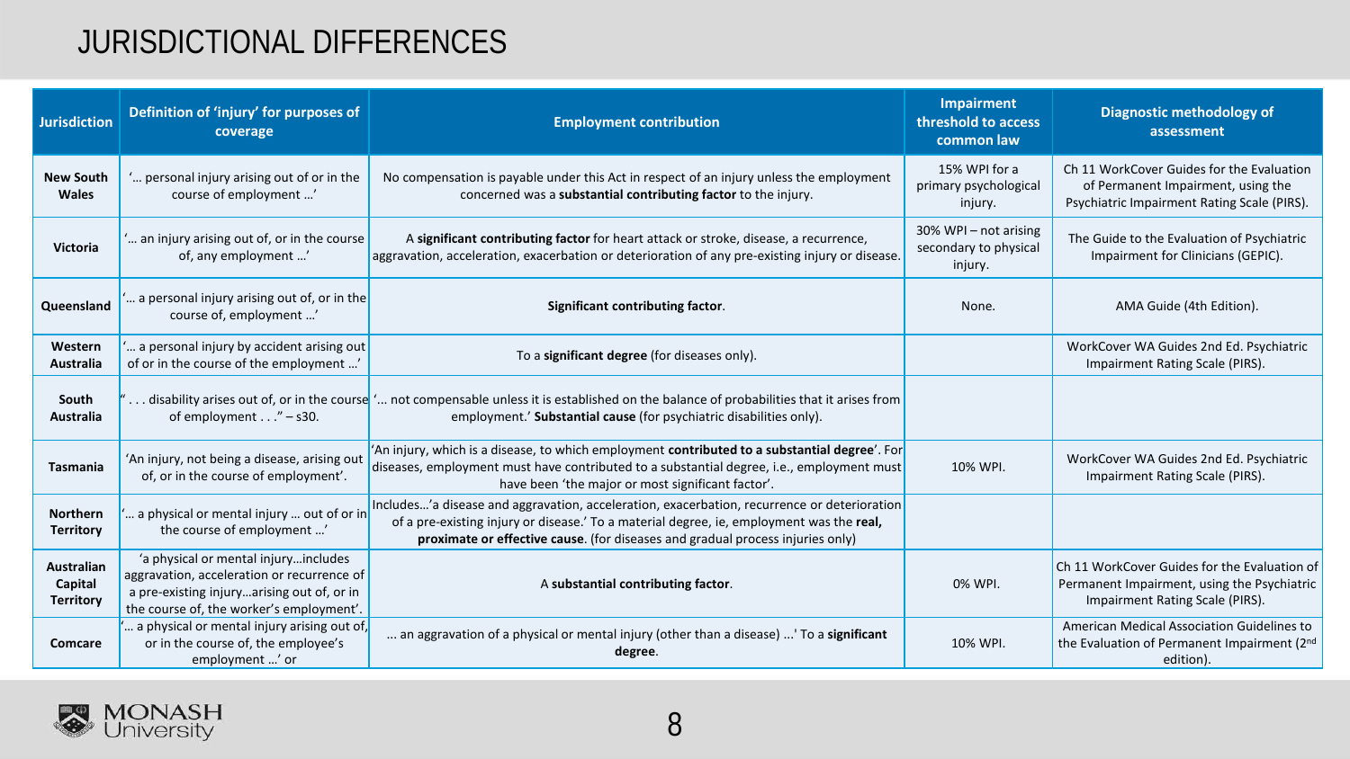# JURISDICTIONAL DIFFERENCES

| Jurisdiction | Definition of 'injury' for purposes of coverage | Employment contribution | Impairment threshold to access common law | Diagnostic methodology of assessment |
|---|---|---|---|---|
| **New South Wales** | '... personal injury arising out of or in the course of employment ...' | No compensation is payable under this Act in respect of an injury unless the employment concerned was a **substantial contributing factor** to the injury. | 15% WPI for a primary psychological injury. | Ch 11 WorkCover Guides for the Evaluation of Permanent Impairment, using the Psychiatric Impairment Rating Scale (PIRS). |
| **Victoria** | '... an injury arising out of, or in the course of, any employment ...' | A **significant contributing factor** for heart attack or stroke, disease, a recurrence, aggravation, acceleration, exacerbation or deterioration of any pre-existing injury or disease. | 30% WPI – not arising secondary to physical injury. | The Guide to the Evaluation of Psychiatric Impairment for Clinicians (GEPIC). |
| **Queensland** | '... a personal injury arising out of, or in the course of, employment ...' | **Significant contributing factor**. | None. | AMA Guide (4th Edition). |
| **Western Australia** | '... a personal injury by accident arising out of or in the course of the employment ...' | To a **significant degree** (for diseases only). | | WorkCover WA Guides 2nd Ed. Psychiatric Impairment Rating Scale (PIRS). |
| **South Australia** | " . . . disability arises out of, or in the course of employment . . ." – s30. | '... not compensable unless it is established on the balance of probabilities that it arises from employment.' **Substantial cause** (for psychiatric disabilities only). | | |
| **Tasmania** | 'An injury, not being a disease, arising out of, or in the course of employment'. | 'An injury, which is a disease, to which employment **contributed to a substantial degree**'. For diseases, employment must have contributed to a substantial degree, i.e., employment must have been 'the major or most significant factor'. | 10% WPI. | WorkCover WA Guides 2nd Ed. Psychiatric Impairment Rating Scale (PIRS). |
| **Northern Territory** | '... a physical or mental injury ... out of or in the course of employment ...' | Includes...'a disease and aggravation, acceleration, exacerbation, recurrence or deterioration of a pre-existing injury or disease.' To a material degree, ie, employment was the **real, proximate or effective cause**. (for diseases and gradual process injuries only) | | |
| **Australian Capital Territory** | 'a physical or mental injury...includes aggravation, acceleration or recurrence of a pre-existing injury...arising out of, or in the course of, the worker's employment'. | A **substantial contributing factor**. | 0% WPI. | Ch 11 WorkCover Guides for the Evaluation of Permanent Impairment, using the Psychiatric Impairment Rating Scale (PIRS). |
| **Comcare** | '... a physical or mental injury arising out of, or in the course of, the employee's employment ...' or | ... an aggravation of a physical or mental injury (other than a disease) ...' To a **significant degree**. | 10% WPI. | American Medical Association Guidelines to the Evaluation of Permanent Impairment (2nd edition). |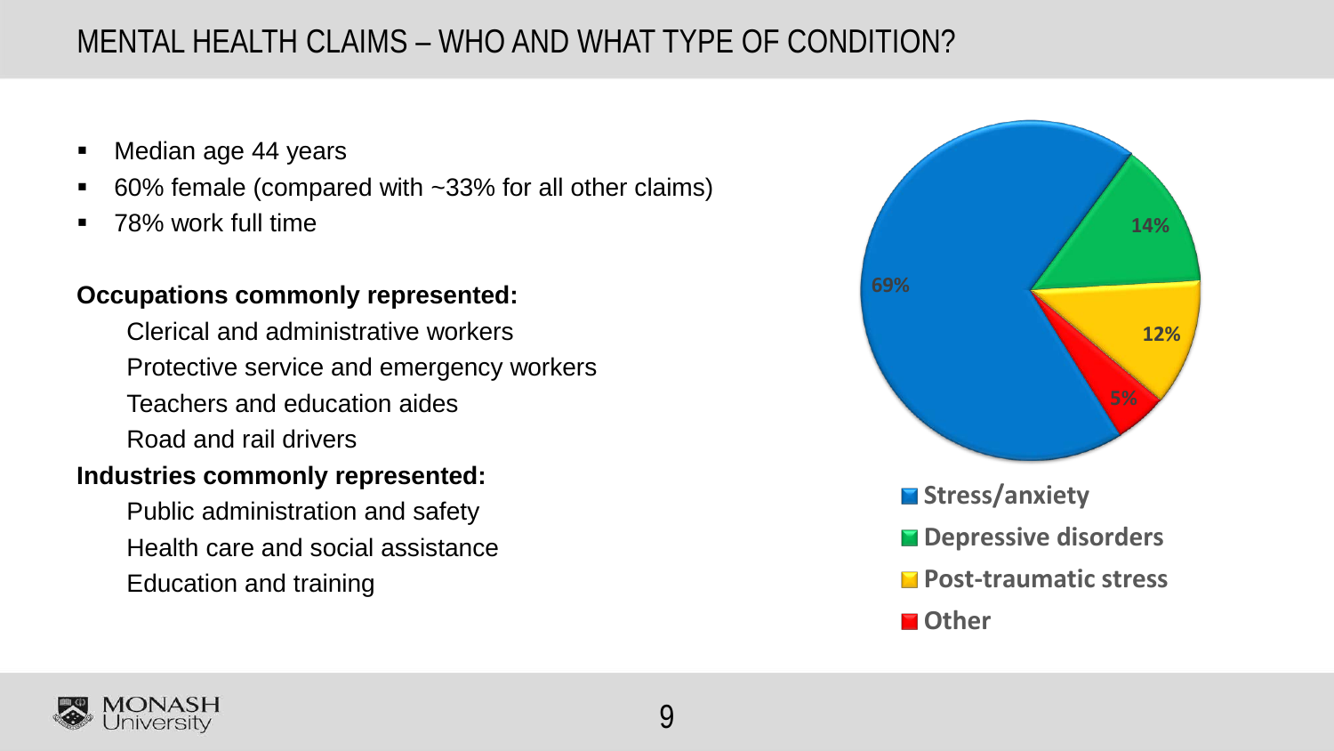# MENTAL HEALTH CLAIMS – WHO AND WHAT TYPE OF CONDITION?

- Median age 44 years
- 60% female (compared with ~33% for all other claims)
- 78% work full time

**Occupations commonly represented:**

Clerical and administrative workers
Protective service and emergency workers
Teachers and education aides
Road and rail drivers

**Industries commonly represented:**

Public administration and safety
Health care and social assistance
Education and training

| Condition | % |
|---|---|
| Stress/anxiety | 69% |
| Depressive disorders | 14% |
| Post-traumatic stress | 12% |
| Other | 5% |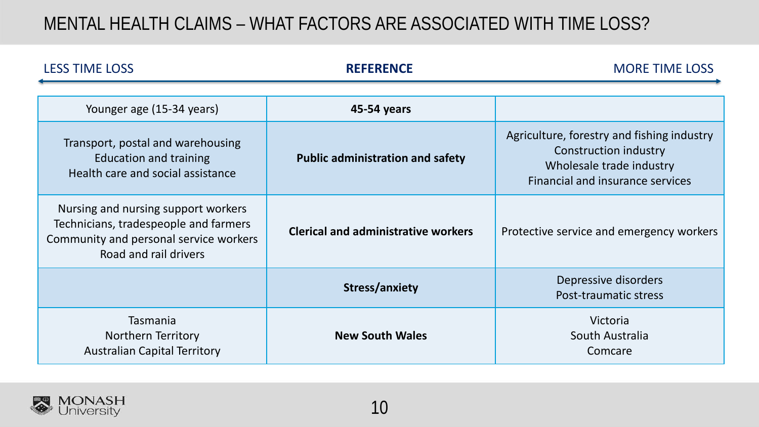# MENTAL HEALTH CLAIMS – WHAT FACTORS ARE ASSOCIATED WITH TIME LOSS?

| LESS TIME LOSS | **REFERENCE** | MORE TIME LOSS |
|---|---|---|
| Younger age (15-34 years) | **45-54 years** | |
| Transport, postal and warehousing<br>Education and training<br>Health care and social assistance | **Public administration and safety** | Agriculture, forestry and fishing industry<br>Construction industry<br>Wholesale trade industry<br>Financial and insurance services |
| Nursing and nursing support workers<br>Technicians, tradespeople and farmers<br>Community and personal service workers<br>Road and rail drivers | **Clerical and administrative workers** | Protective service and emergency workers |
| | **Stress/anxiety** | Depressive disorders<br>Post-traumatic stress |
| Tasmania<br>Northern Territory<br>Australian Capital Territory | **New South Wales** | Victoria<br>South Australia<br>Comcare |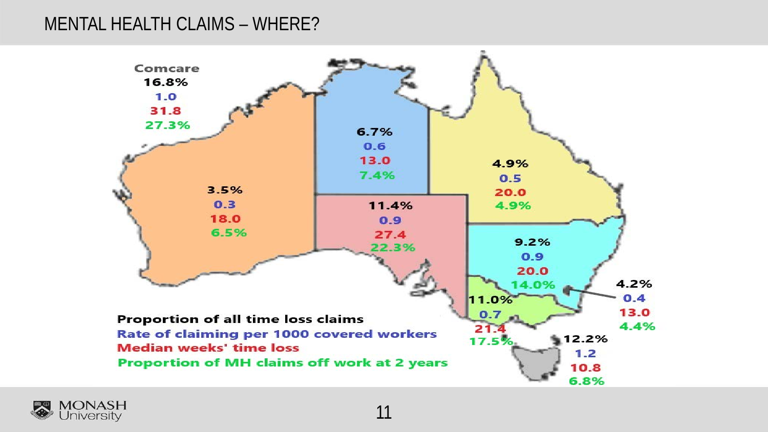# MENTAL HEALTH CLAIMS – WHERE?

Comcare
16.8%
1.0
31.8
27.3%

6.7%
0.6
13.0
7.4%

4.9%
0.5
20.0
4.9%

3.5%
0.3
18.0
6.5%

11.4%
0.9
27.4
22.3%

9.2%
0.9
20.0
14.0%

4.2%
0.4
13.0
4.4%

11.0%
0.7
21.4
17.5%

12.2%
1.2
10.8
6.8%

Proportion of all time loss claims
Rate of claiming per 1000 covered workers
Median weeks' time loss
Proportion of MH claims off work at 2 years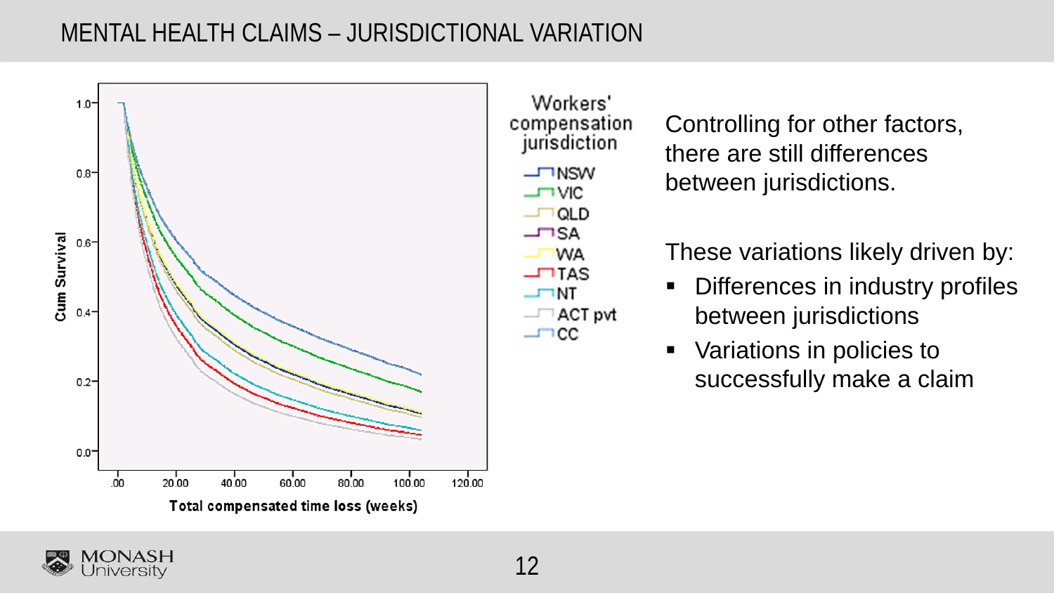# MENTAL HEALTH CLAIMS – JURISDICTIONAL VARIATION

Workers' compensation jurisdiction

- NSW
- VIC
- QLD
- SA
- WA
- TAS
- NT
- ACT pvt
- CC

Cum Survival

Total compensated time loss (weeks)

Controlling for other factors, there are still differences between jurisdictions.

These variations likely driven by:

- Differences in industry profiles between jurisdictions
- Variations in policies to successfully make a claim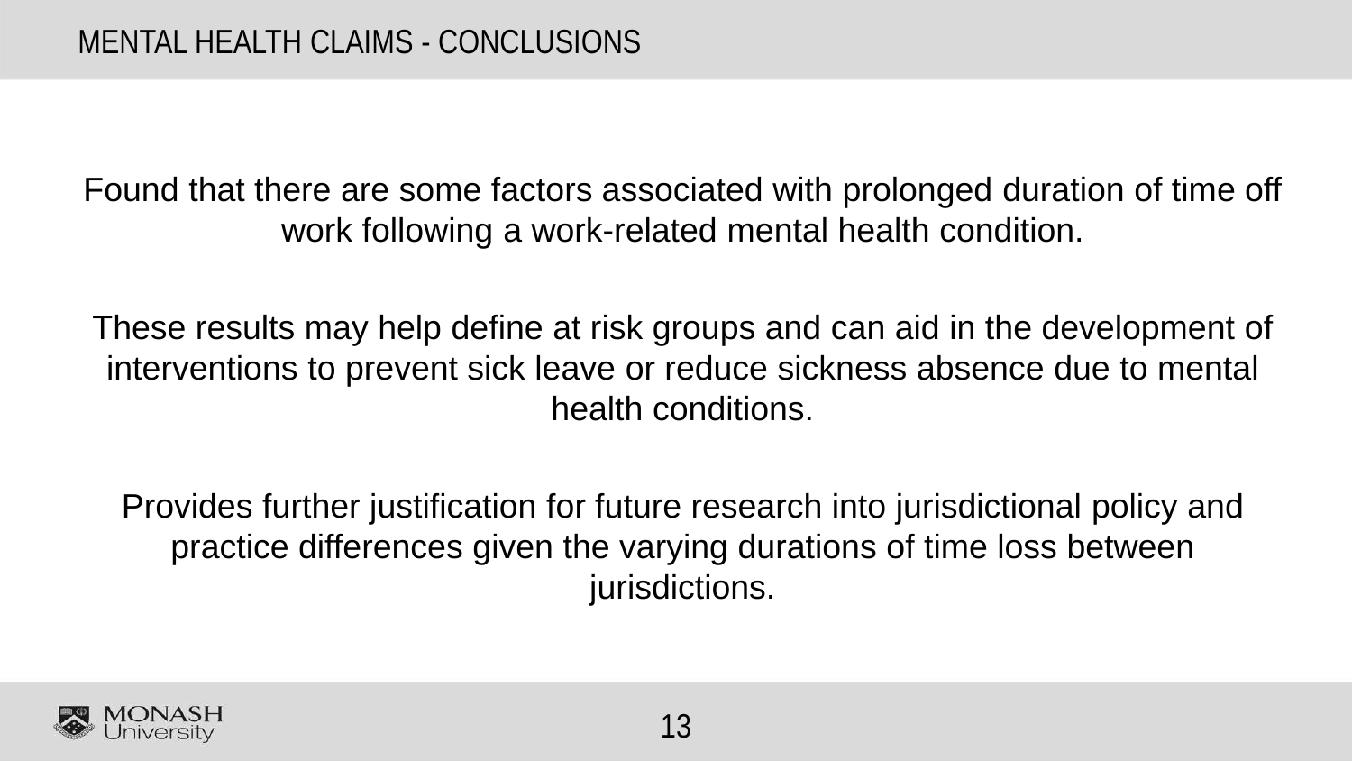# MENTAL HEALTH CLAIMS - CONCLUSIONS

Found that there are some factors associated with prolonged duration of time off work following a work-related mental health condition.

These results may help define at risk groups and can aid in the development of interventions to prevent sick leave or reduce sickness absence due to mental health conditions.

Provides further justification for future research into jurisdictional policy and practice differences given the varying durations of time loss between jurisdictions.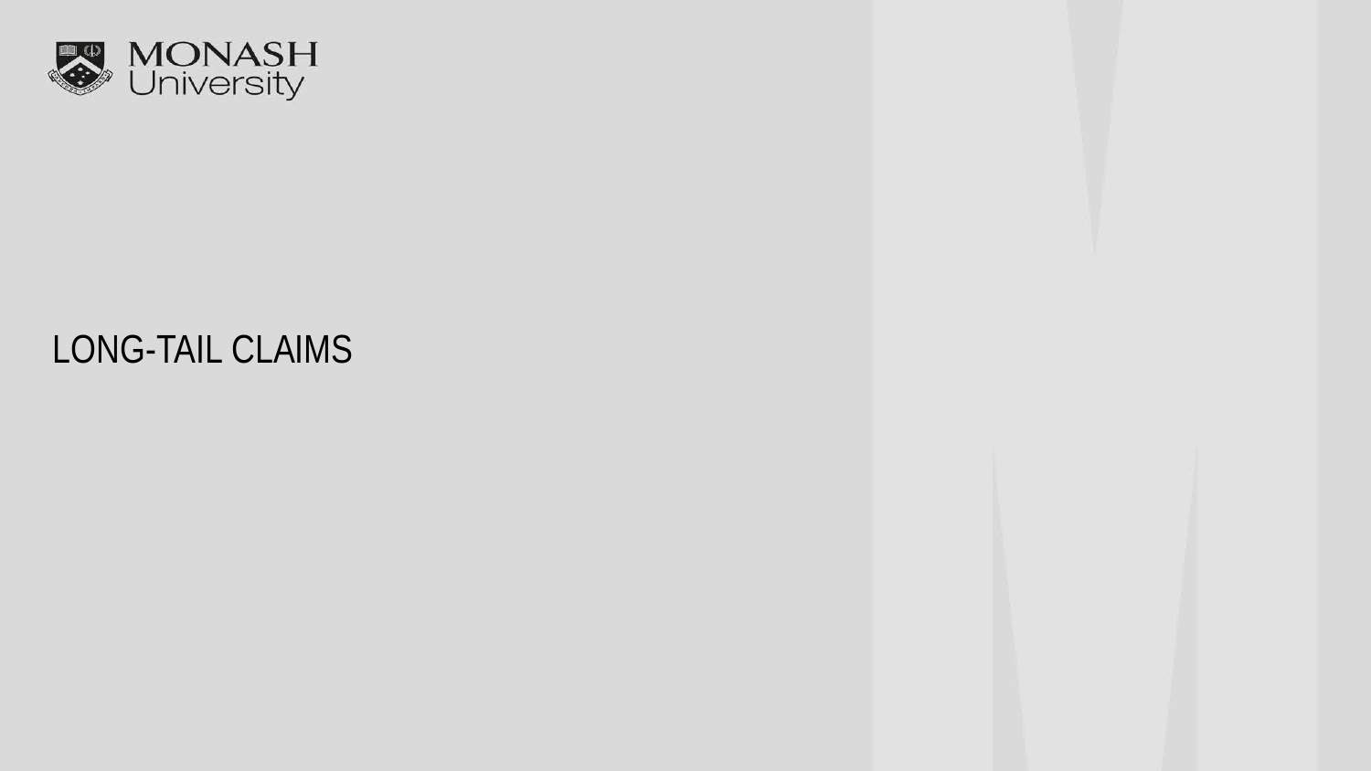# LONG-TAIL CLAIMS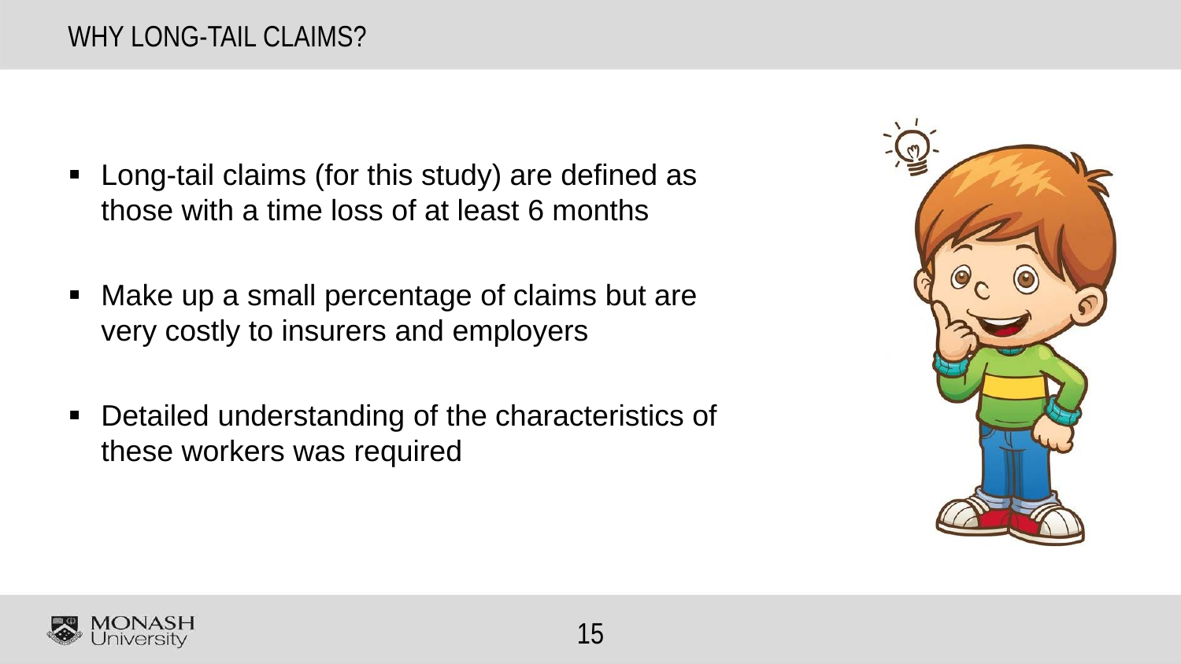# WHY LONG-TAIL CLAIMS?

- Long-tail claims (for this study) are defined as those with a time loss of at least 6 months
- Make up a small percentage of claims but are very costly to insurers and employers
- Detailed understanding of the characteristics of these workers was required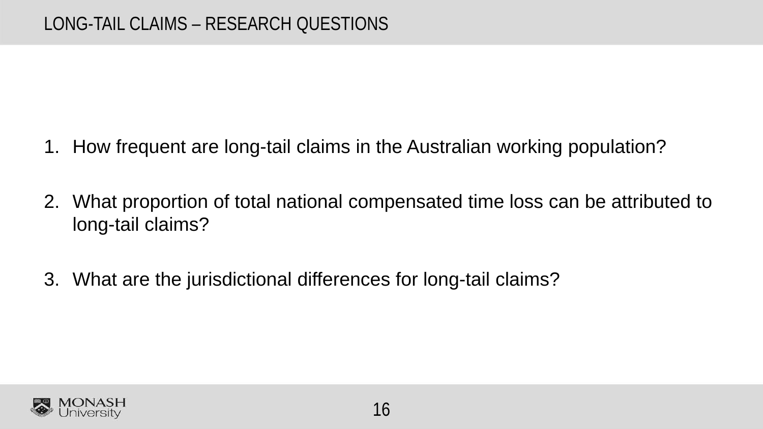# LONG-TAIL CLAIMS – RESEARCH QUESTIONS

1. How frequent are long-tail claims in the Australian working population?
2. What proportion of total national compensated time loss can be attributed to long-tail claims?
3. What are the jurisdictional differences for long-tail claims?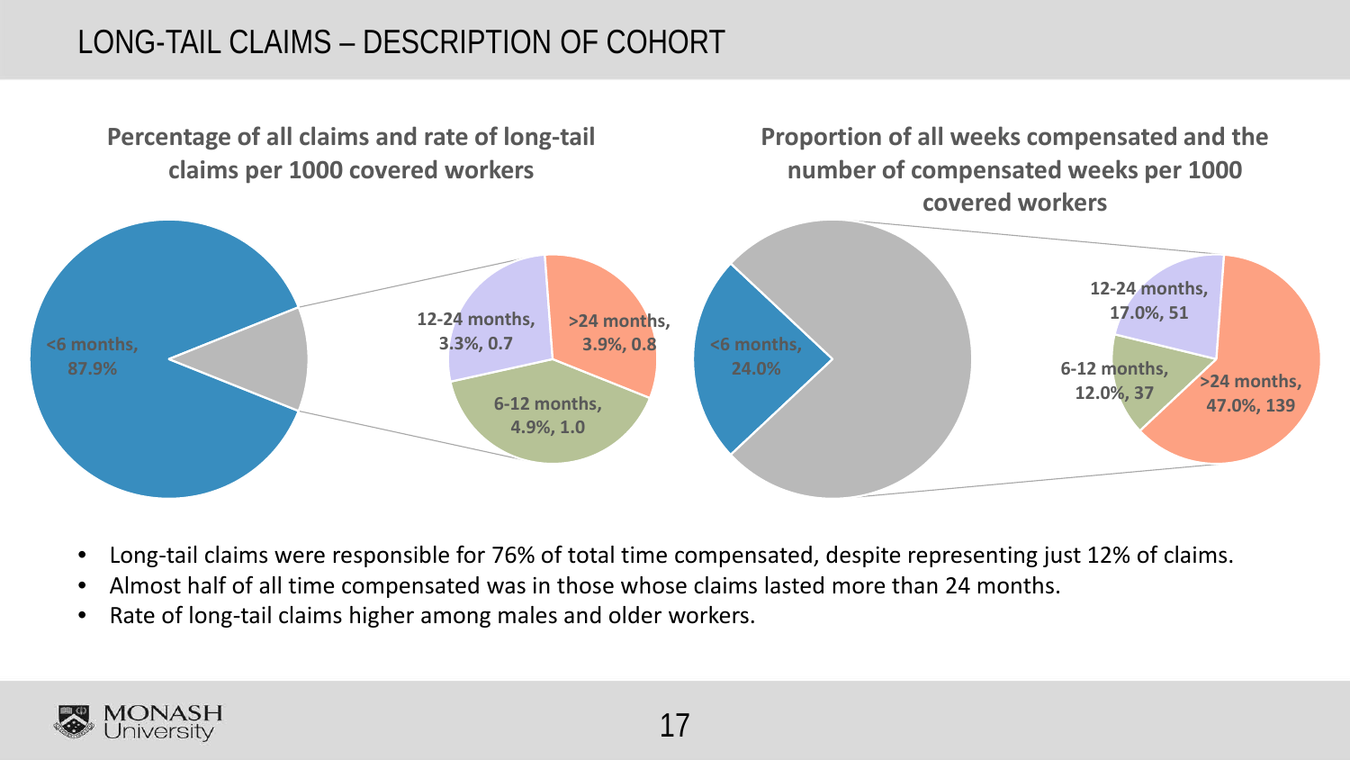# LONG-TAIL CLAIMS – DESCRIPTION OF COHORT

**Percentage of all claims and rate of long-tail claims per 1000 covered workers**

<6 months, 87.9%

12-24 months, 3.3%, 0.7

>24 months, 3.9%, 0.8

6-12 months, 4.9%, 1.0

**Proportion of all weeks compensated and the number of compensated weeks per 1000 covered workers**

<6 months, 24.0%

12-24 months, 17.0%, 51

6-12 months, 12.0%, 37

>24 months, 47.0%, 139

- Long-tail claims were responsible for 76% of total time compensated, despite representing just 12% of claims.
- Almost half of all time compensated was in those whose claims lasted more than 24 months.
- Rate of long-tail claims higher among males and older workers.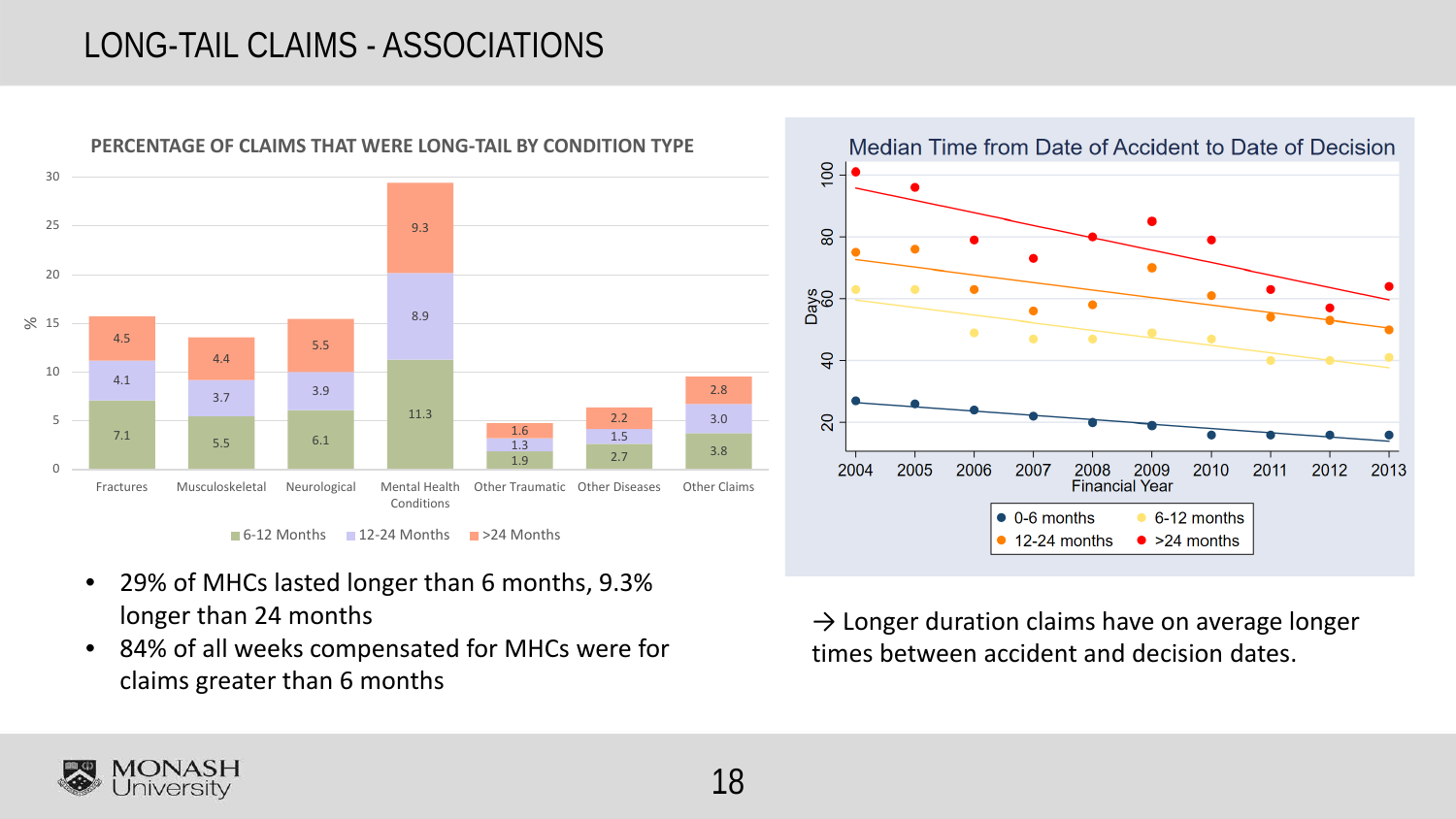# LONG-TAIL CLAIMS - ASSOCIATIONS

**PERCENTAGE OF CLAIMS THAT WERE LONG-TAIL BY CONDITION TYPE**

| Condition type | 6-12 Months | 12-24 Months | >24 Months |
|---|---|---|---|
| Fractures | 7.1 | 4.1 | 4.5 |
| Musculoskeletal | 5.5 | 3.7 | 4.4 |
| Neurological | 6.1 | 3.9 | 5.5 |
| Mental Health Conditions | 11.3 | 8.9 | 9.3 |
| Other Traumatic | 1.9 | 1.3 | 1.6 |
| Other Diseases | 2.7 | 1.5 | 2.2 |
| Other Claims | 3.8 | 3.0 | 2.8 |

- 29% of MHCs lasted longer than 6 months, 9.3% longer than 24 months
- 84% of all weeks compensated for MHCs were for claims greater than 6 months

**Median Time from Date of Accident to Date of Decision**

(Days by Financial Year, 2004–2013; series: 0-6 months, 6-12 months, 12-24 months, >24 months)

→ Longer duration claims have on average longer times between accident and decision dates.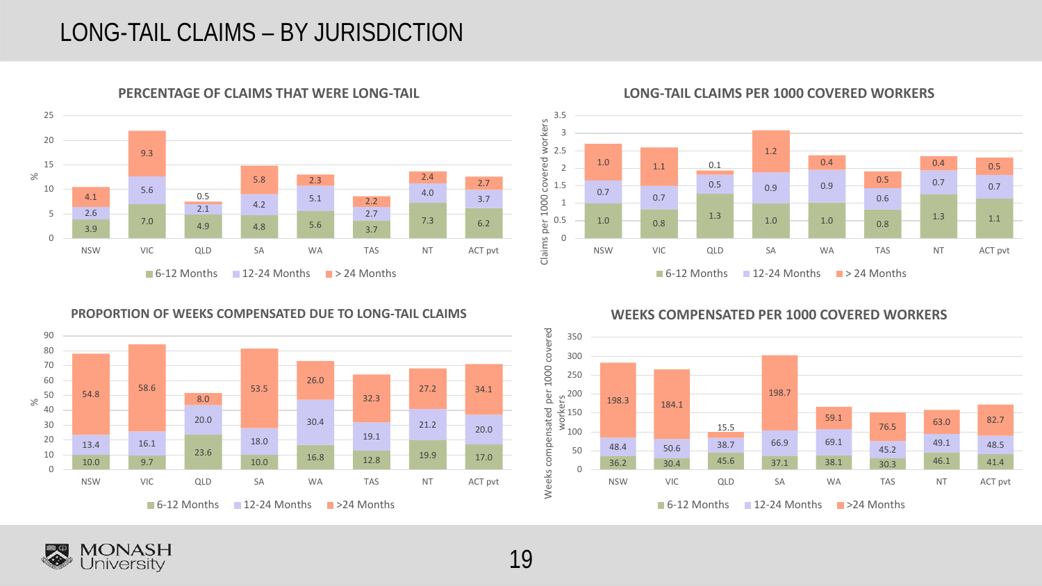# LONG-TAIL CLAIMS – BY JURISDICTION

**PERCENTAGE OF CLAIMS THAT WERE LONG-TAIL** (%)

| | NSW | VIC | QLD | SA | WA | TAS | NT | ACT pvt |
|---|---|---|---|---|---|---|---|---|
| 6-12 Months | 3.9 | 7.0 | 4.9 | 4.8 | 5.6 | 3.7 | 7.3 | 6.2 |
| 12-24 Months | 2.6 | 5.6 | 2.1 | 4.2 | 5.1 | 2.7 | 4.0 | 3.7 |
| > 24 Months | 4.1 | 9.3 | 0.5 | 5.8 | 2.3 | 2.2 | 2.4 | 2.7 |

**LONG-TAIL CLAIMS PER 1000 COVERED WORKERS** (Claims per 1000 covered workers)

| | NSW | VIC | QLD | SA | WA | TAS | NT | ACT pvt |
|---|---|---|---|---|---|---|---|---|
| 6-12 Months | 1.0 | 0.8 | 1.3 | 1.0 | 1.0 | 0.8 | 1.3 | 1.1 |
| 12-24 Months | 0.7 | 0.7 | 0.5 | 0.9 | 0.9 | 0.6 | 0.7 | 0.7 |
| > 24 Months | 1.0 | 1.1 | 0.1 | 1.2 | 0.4 | 0.5 | 0.4 | 0.5 |

**PROPORTION OF WEEKS COMPENSATED DUE TO LONG-TAIL CLAIMS** (%)

| | NSW | VIC | QLD | SA | WA | TAS | NT | ACT pvt |
|---|---|---|---|---|---|---|---|---|
| 6-12 Months | 10.0 | 9.7 | 23.6 | 10.0 | 16.8 | 12.8 | 19.9 | 17.0 |
| 12-24 Months | 13.4 | 16.1 | 20.0 | 18.0 | 30.4 | 19.1 | 21.2 | 20.0 |
| >24 Months | 54.8 | 58.6 | 8.0 | 53.5 | 26.0 | 32.3 | 27.2 | 34.1 |

**WEEKS COMPENSATED PER 1000 COVERED WORKERS** (Weeks compensated per 1000 covered workers)

| | NSW | VIC | QLD | SA | WA | TAS | NT | ACT pvt |
|---|---|---|---|---|---|---|---|---|
| 6-12 Months | 36.2 | 30.4 | 45.6 | 37.1 | 38.1 | 30.3 | 46.1 | 41.4 |
| 12-24 Months | 48.4 | 50.6 | 38.7 | 66.9 | 69.1 | 45.2 | 49.1 | 48.5 |
| >24 Months | 198.3 | 184.1 | 15.5 | 198.7 | 59.1 | 76.5 | 63.0 | 82.7 |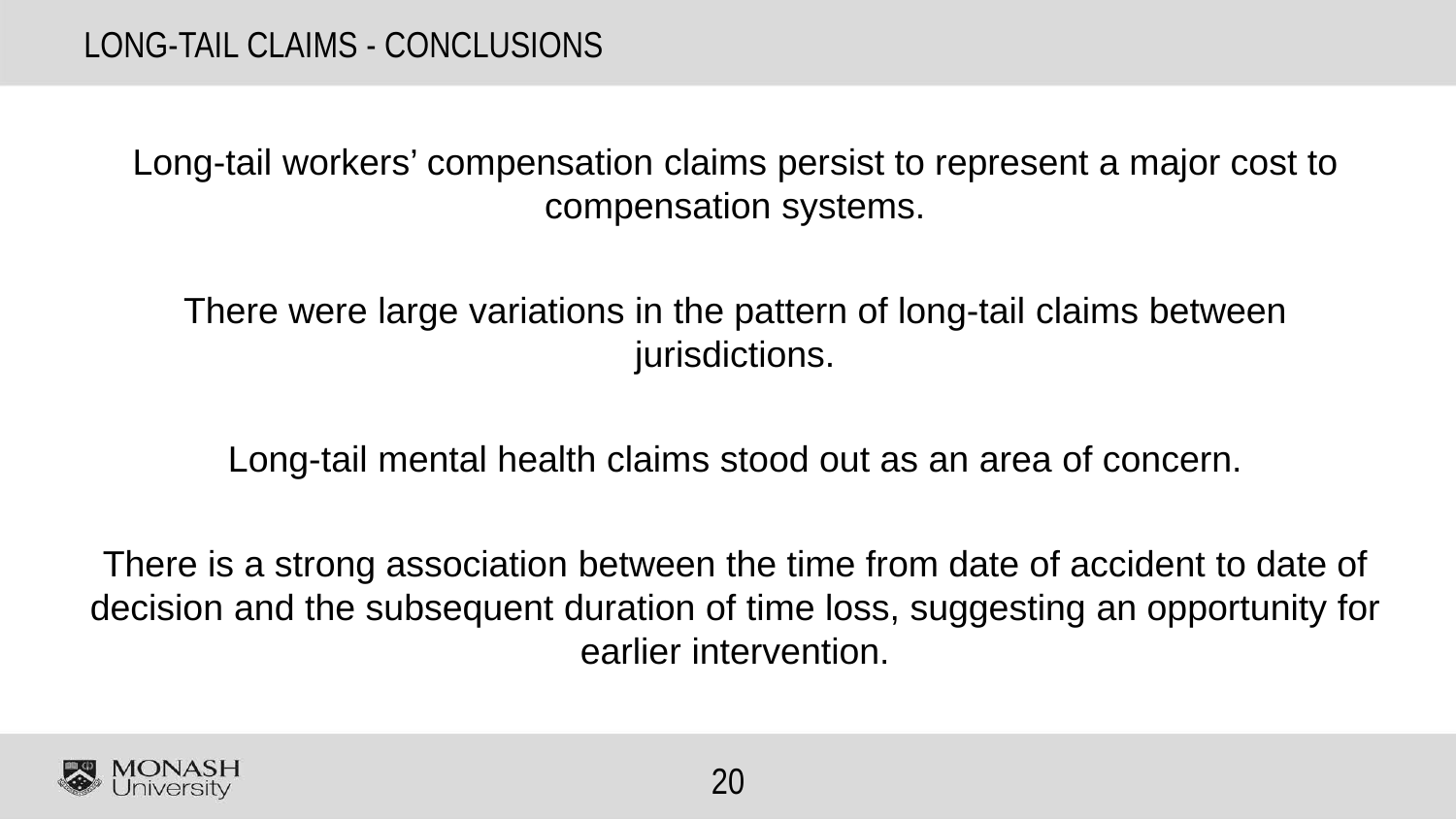# LONG-TAIL CLAIMS - CONCLUSIONS

Long-tail workers' compensation claims persist to represent a major cost to compensation systems.

There were large variations in the pattern of long-tail claims between jurisdictions.

Long-tail mental health claims stood out as an area of concern.

There is a strong association between the time from date of accident to date of decision and the subsequent duration of time loss, suggesting an opportunity for earlier intervention.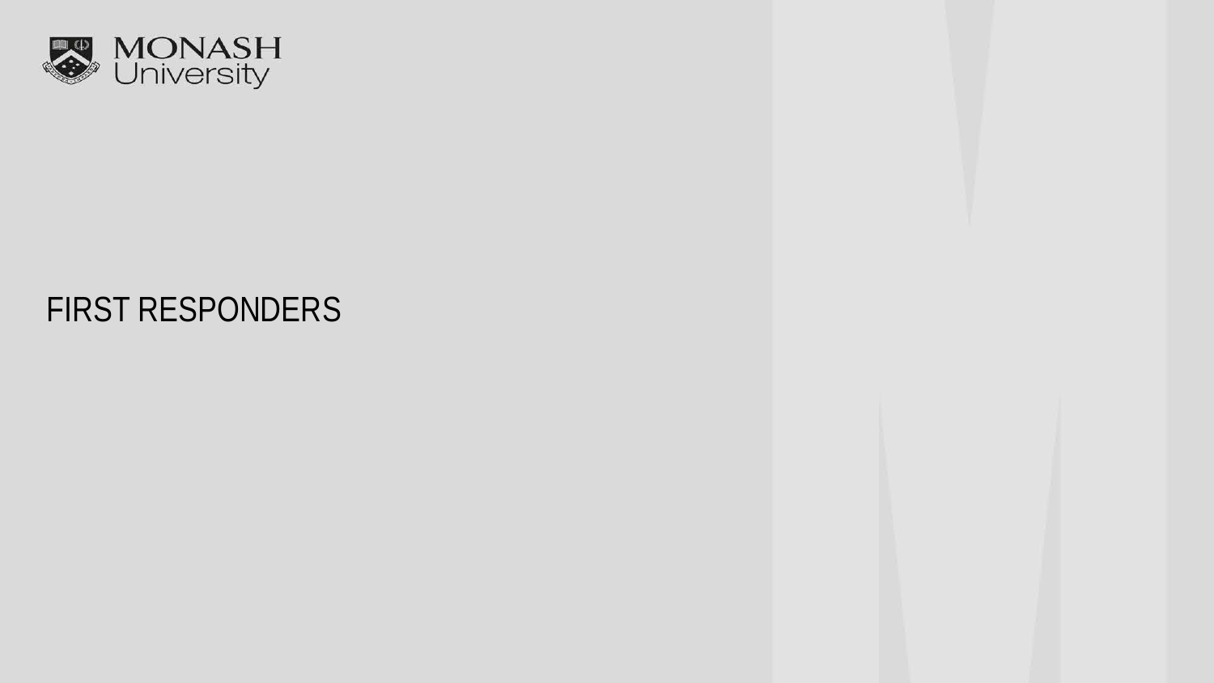# FIRST RESPONDERS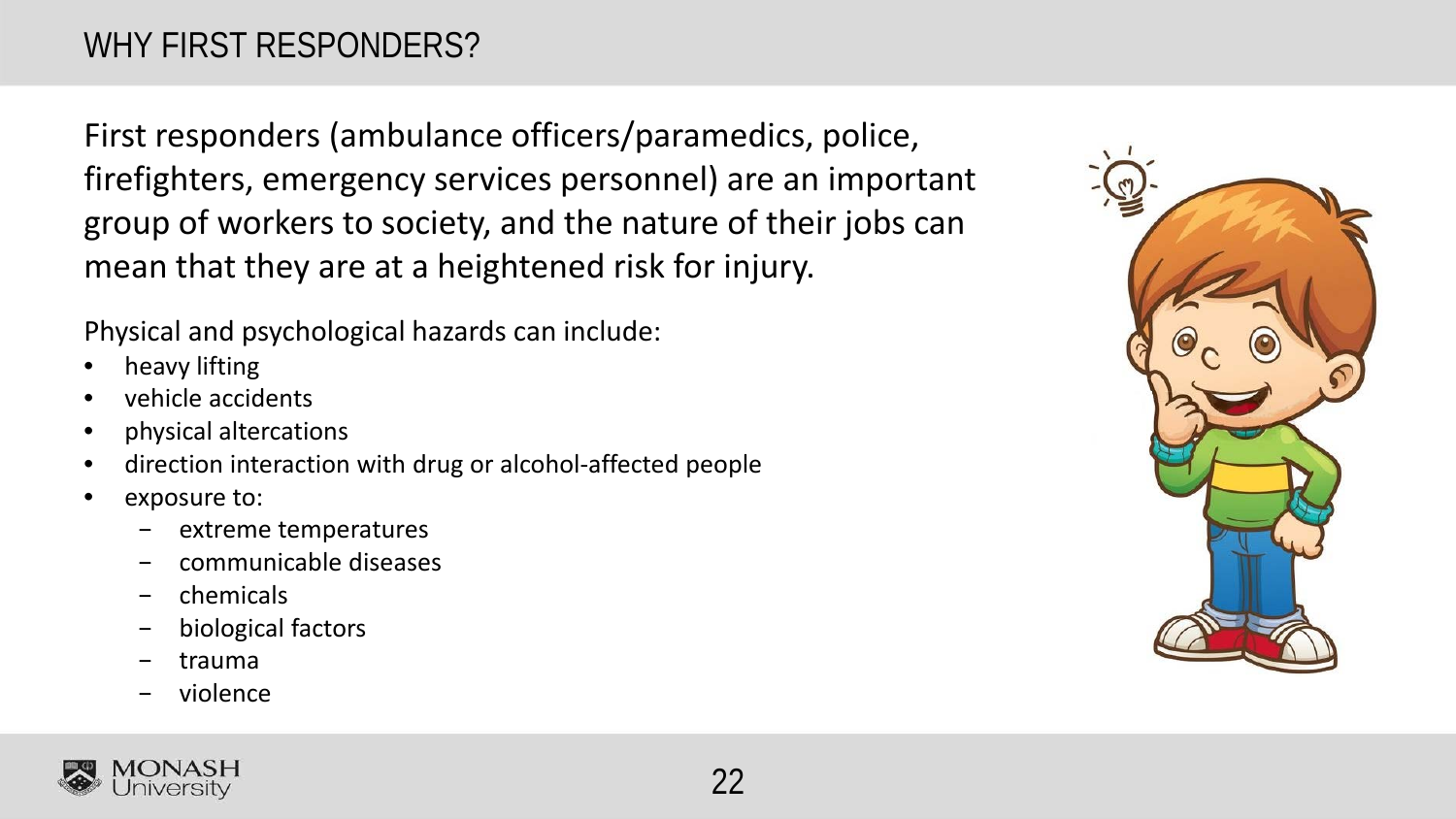# WHY FIRST RESPONDERS?

First responders (ambulance officers/paramedics, police, firefighters, emergency services personnel) are an important group of workers to society, and the nature of their jobs can mean that they are at a heightened risk for injury.

Physical and psychological hazards can include:

- heavy lifting
- vehicle accidents
- physical altercations
- direction interaction with drug or alcohol-affected people
- exposure to:
  - extreme temperatures
  - communicable diseases
  - chemicals
  - biological factors
  - trauma
  - violence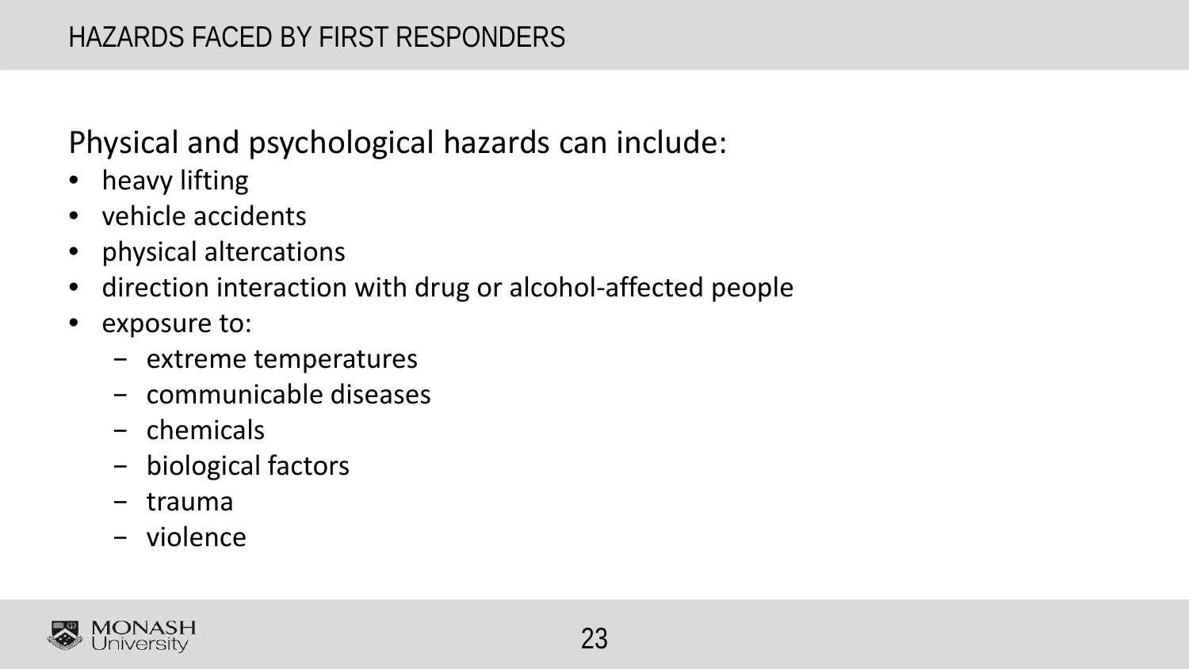# HAZARDS FACED BY FIRST RESPONDERS

Physical and psychological hazards can include:

- heavy lifting
- vehicle accidents
- physical altercations
- direction interaction with drug or alcohol-affected people
- exposure to:
  - extreme temperatures
  - communicable diseases
  - chemicals
  - biological factors
  - trauma
  - violence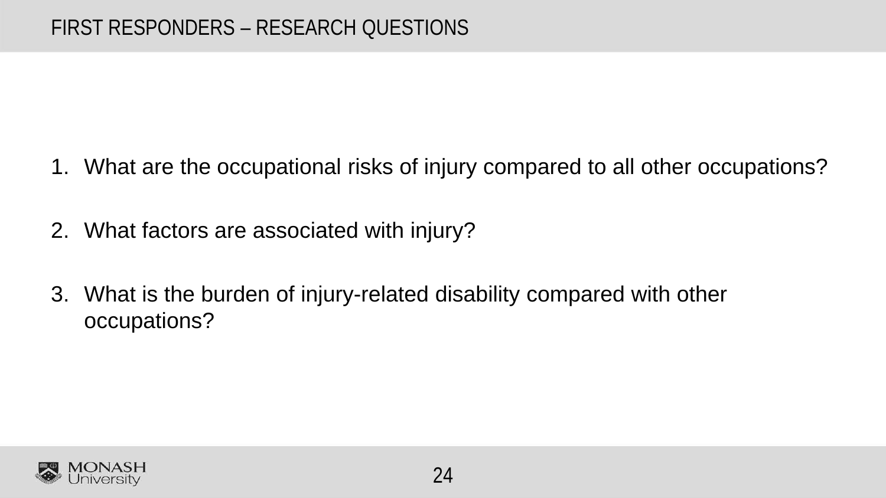# FIRST RESPONDERS – RESEARCH QUESTIONS

1. What are the occupational risks of injury compared to all other occupations?

2. What factors are associated with injury?

3. What is the burden of injury-related disability compared with other occupations?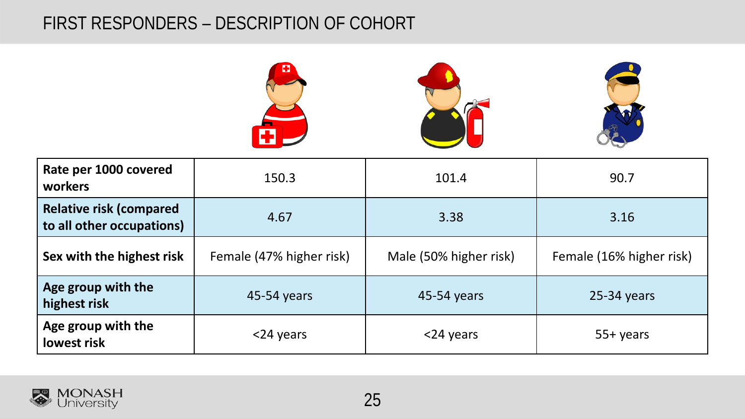# FIRST RESPONDERS – DESCRIPTION OF COHORT

| | | | |
|---|---|---|---|
| **Rate per 1000 covered workers** | 150.3 | 101.4 | 90.7 |
| **Relative risk (compared to all other occupations)** | 4.67 | 3.38 | 3.16 |
| **Sex with the highest risk** | Female (47% higher risk) | Male (50% higher risk) | Female (16% higher risk) |
| **Age group with the highest risk** | 45-54 years | 45-54 years | 25-34 years |
| **Age group with the lowest risk** | <24 years | <24 years | 55+ years |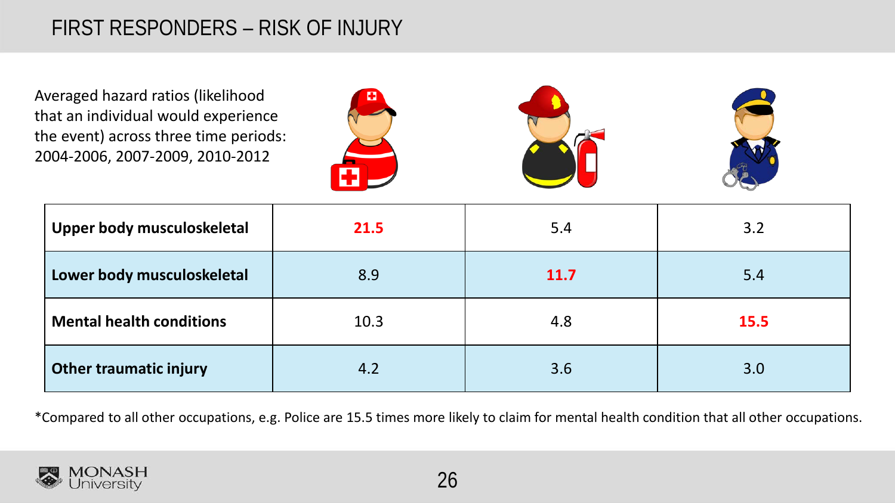# FIRST RESPONDERS – RISK OF INJURY

Averaged hazard ratios (likelihood that an individual would experience the event) across three time periods: 2004-2006, 2007-2009, 2010-2012

| | | | |
|---|---|---|---|
| **Upper body musculoskeletal** | **21.5** | 5.4 | 3.2 |
| **Lower body musculoskeletal** | 8.9 | **11.7** | 5.4 |
| **Mental health conditions** | 10.3 | 4.8 | **15.5** |
| **Other traumatic injury** | 4.2 | 3.6 | 3.0 |

*Compared to all other occupations, e.g. Police are 15.5 times more likely to claim for mental health condition that all other occupations.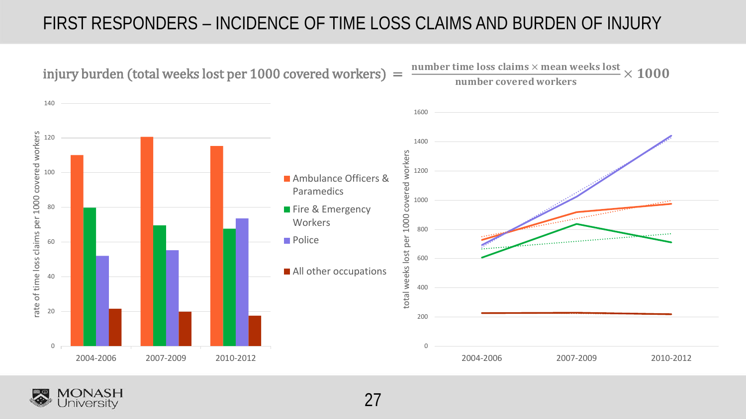# FIRST RESPONDERS – INCIDENCE OF TIME LOSS CLAIMS AND BURDEN OF INJURY

$$\text{injury burden (total weeks lost per 1000 covered workers)} = \frac{\text{number time loss claims} \times \text{mean weeks lost}}{\text{number covered workers}} \times 1000$$

Ambulance Officers & Paramedics

Fire & Emergency Workers

Police

All other occupations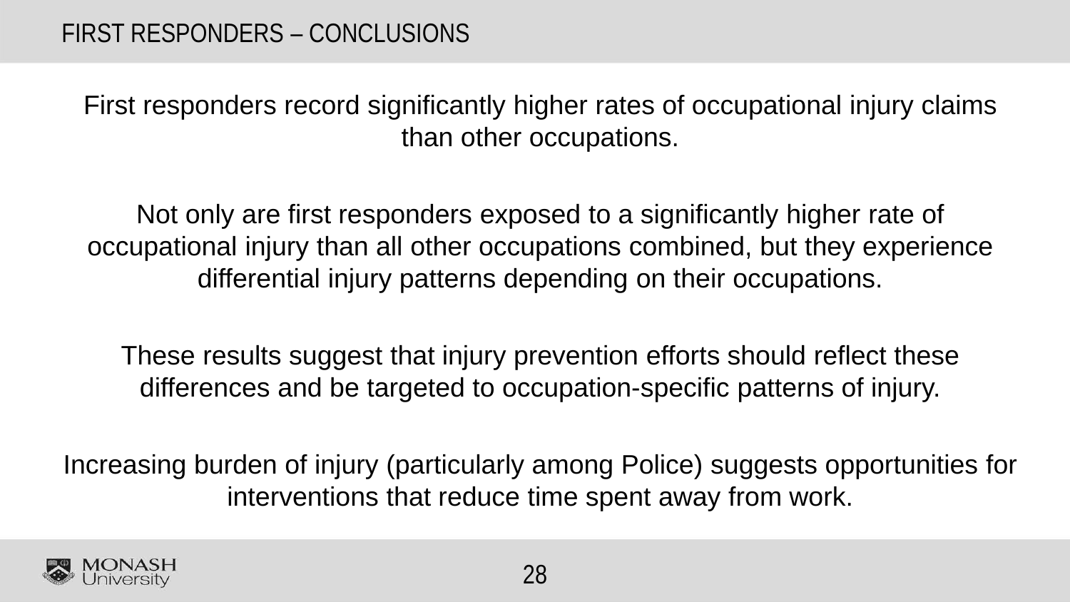# FIRST RESPONDERS – CONCLUSIONS

First responders record significantly higher rates of occupational injury claims than other occupations.

Not only are first responders exposed to a significantly higher rate of occupational injury than all other occupations combined, but they experience differential injury patterns depending on their occupations.

These results suggest that injury prevention efforts should reflect these differences and be targeted to occupation-specific patterns of injury.

Increasing burden of injury (particularly among Police) suggests opportunities for interventions that reduce time spent away from work.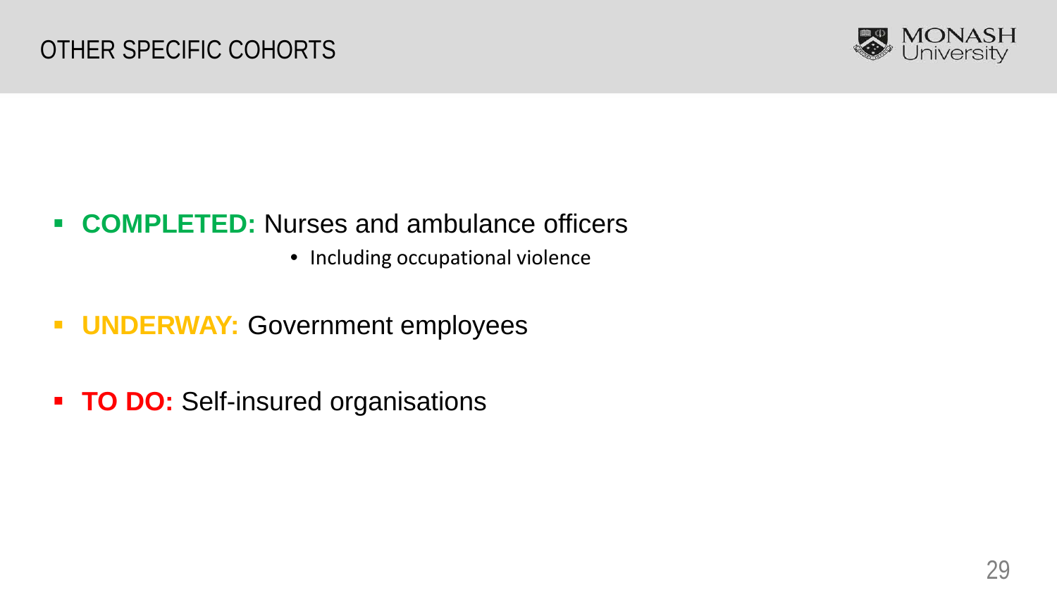# OTHER SPECIFIC COHORTS

- **COMPLETED:** Nurses and ambulance officers
  - Including occupational violence
- **UNDERWAY:** Government employees
- **TO DO:** Self-insured organisations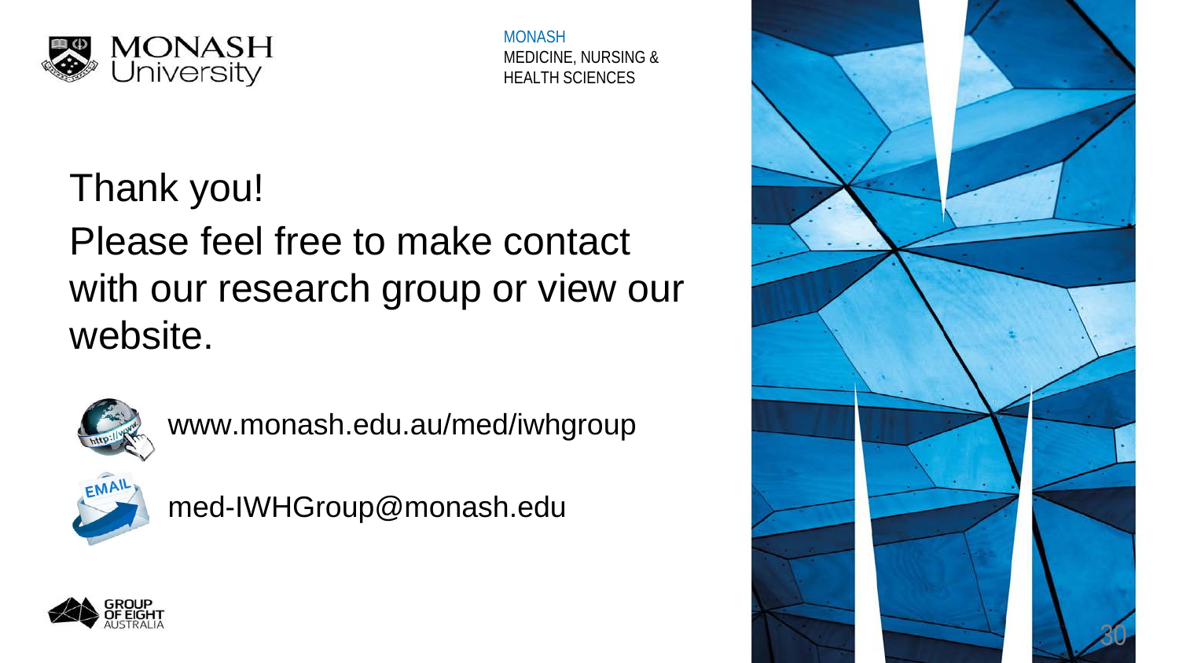MONASH
MEDICINE, NURSING &
HEALTH SCIENCES

# Thank you!

Please feel free to make contact with our research group or view our website.

www.monash.edu.au/med/iwhgroup

med-IWHGroup@monash.edu